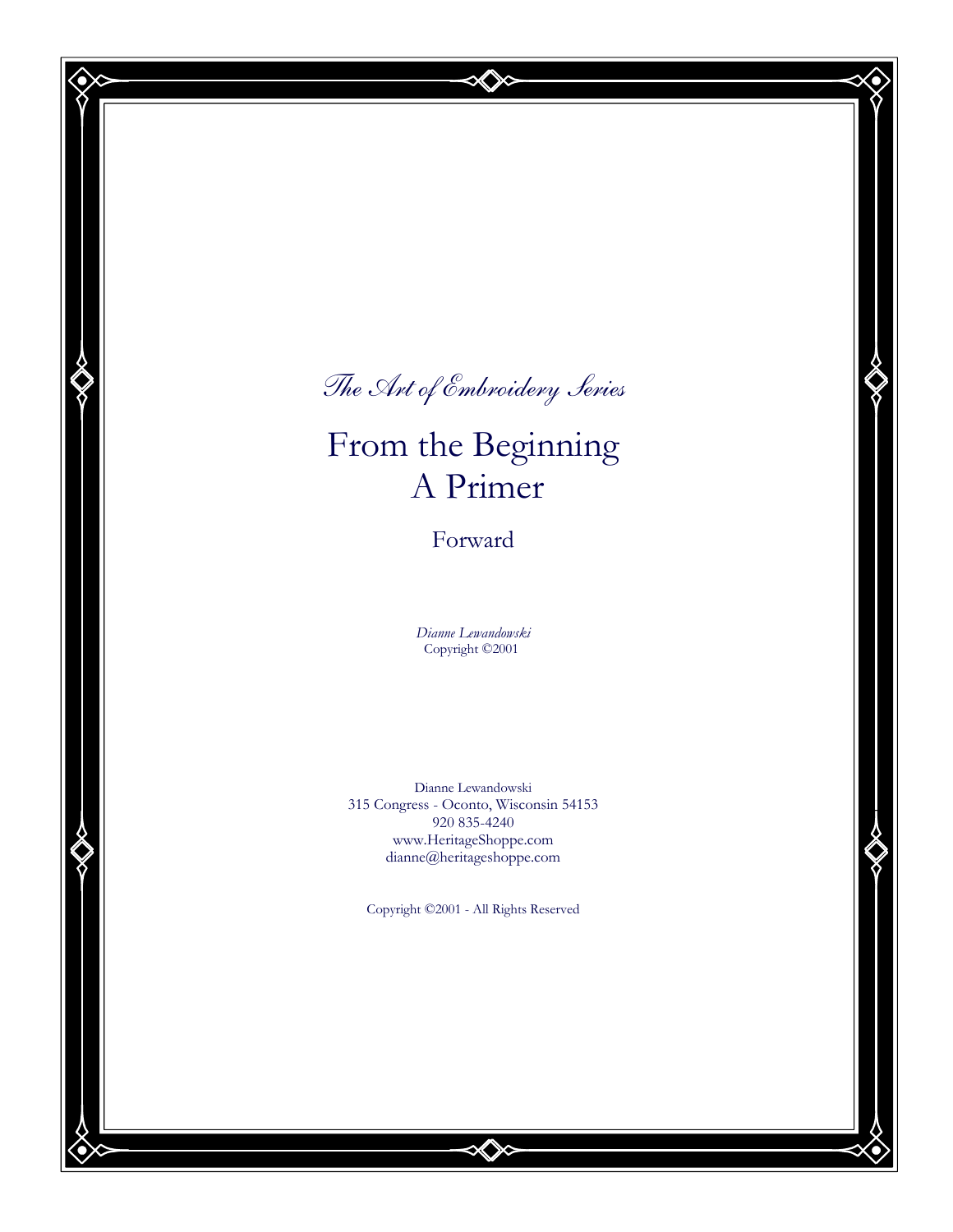*The Art of Embroidery Series*

# From the Beginning A Primer

## Forward

*Dianne Lewandowski*
Copyright ©2001

Dianne Lewandowski
315 Congress - Oconto, Wisconsin 54153
920 835-4240
www.HeritageShoppe.com
dianne@heritageshoppe.com

Copyright ©2001 - All Rights Reserved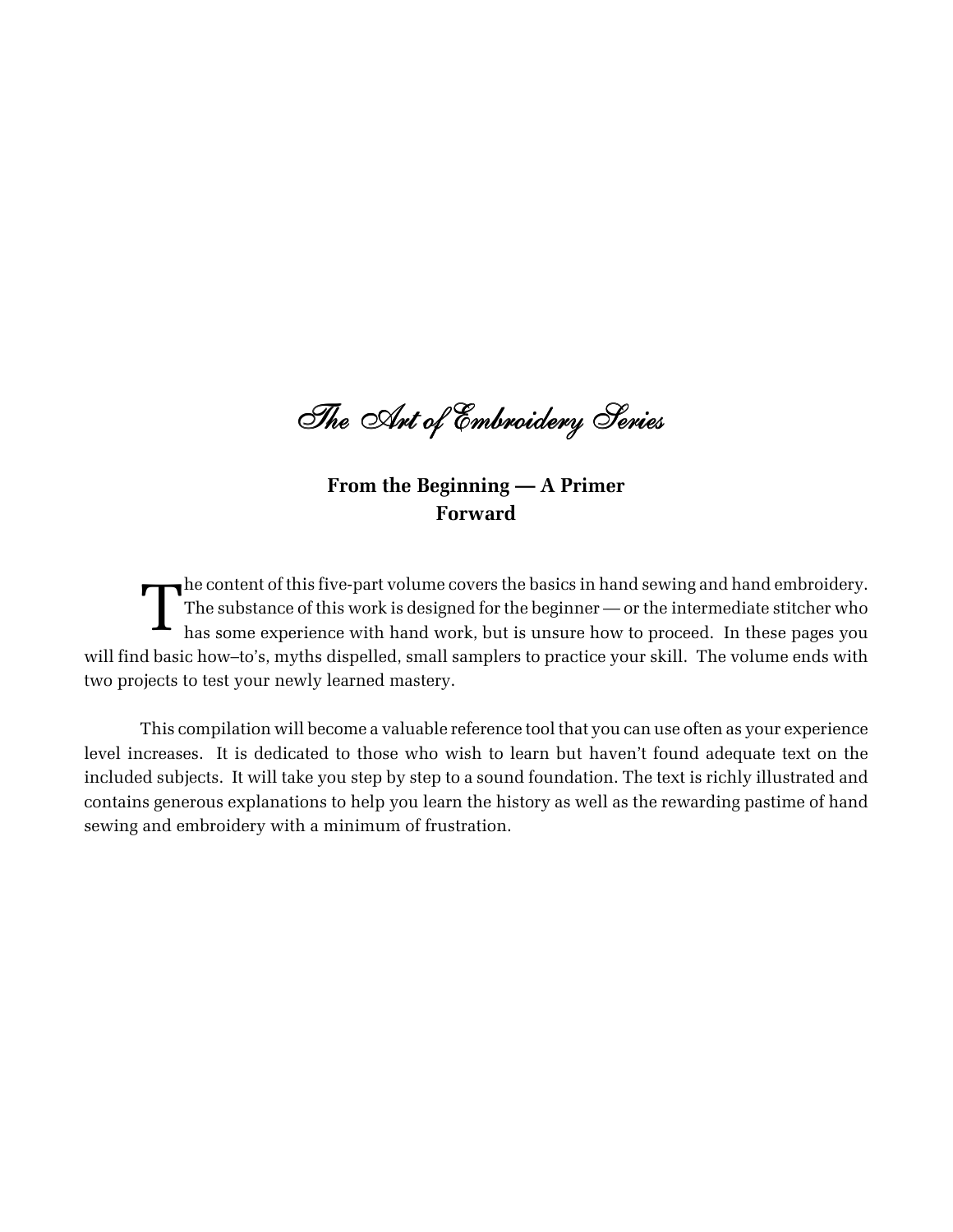# *The Art of Embroidery Series*

**From the Beginning — A Primer**
**Forward**

The content of this five-part volume covers the basics in hand sewing and hand embroidery. The substance of this work is designed for the beginner — or the intermediate stitcher who has some experience with hand work, but is unsure how to proceed. In these pages you will find basic how–to's, myths dispelled, small samplers to practice your skill. The volume ends with two projects to test your newly learned mastery.

This compilation will become a valuable reference tool that you can use often as your experience level increases. It is dedicated to those who wish to learn but haven't found adequate text on the included subjects. It will take you step by step to a sound foundation. The text is richly illustrated and contains generous explanations to help you learn the history as well as the rewarding pastime of hand sewing and embroidery with a minimum of frustration.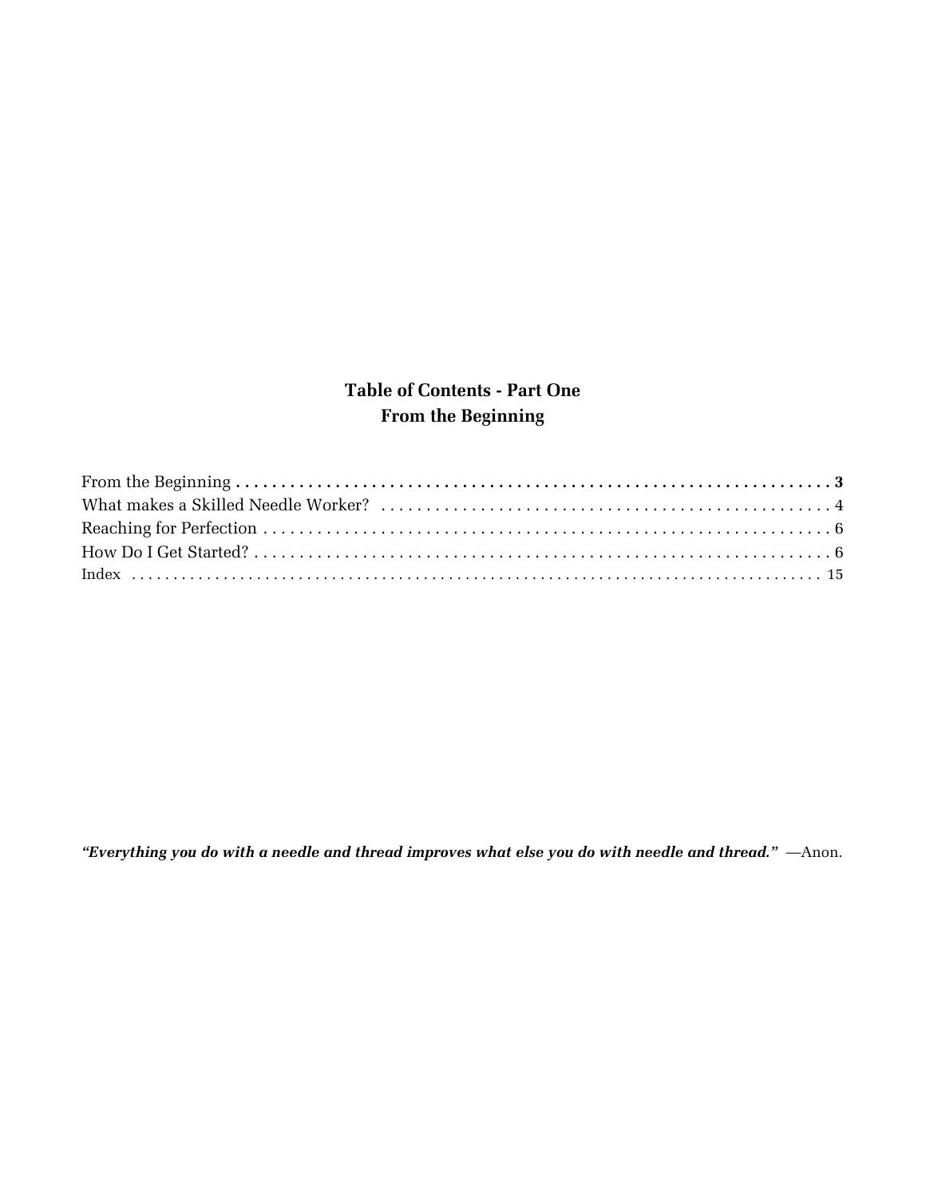## Table of Contents - Part One
## From the Beginning

From the Beginning . . . . . . . . . . . . . . . . . . . . . . . . . . . . . . . . . . . . . . . . . . . . . . . . . . . . . . . . . . . . . . . . . **3**
What makes a Skilled Needle Worker? . . . . . . . . . . . . . . . . . . . . . . . . . . . . . . . . . . . . . . . . . . . . . . . . . . 4
Reaching for Perfection . . . . . . . . . . . . . . . . . . . . . . . . . . . . . . . . . . . . . . . . . . . . . . . . . . . . . . . . . . . . . . 6
How Do I Get Started? . . . . . . . . . . . . . . . . . . . . . . . . . . . . . . . . . . . . . . . . . . . . . . . . . . . . . . . . . . . . . . . 6
Index . . . . . . . . . . . . . . . . . . . . . . . . . . . . . . . . . . . . . . . . . . . . . . . . . . . . . . . . . . . . . . . . . . . . . . . . . . . 15

***“Everything you do with a needle and thread improves what else you do with needle and thread.”*** —Anon.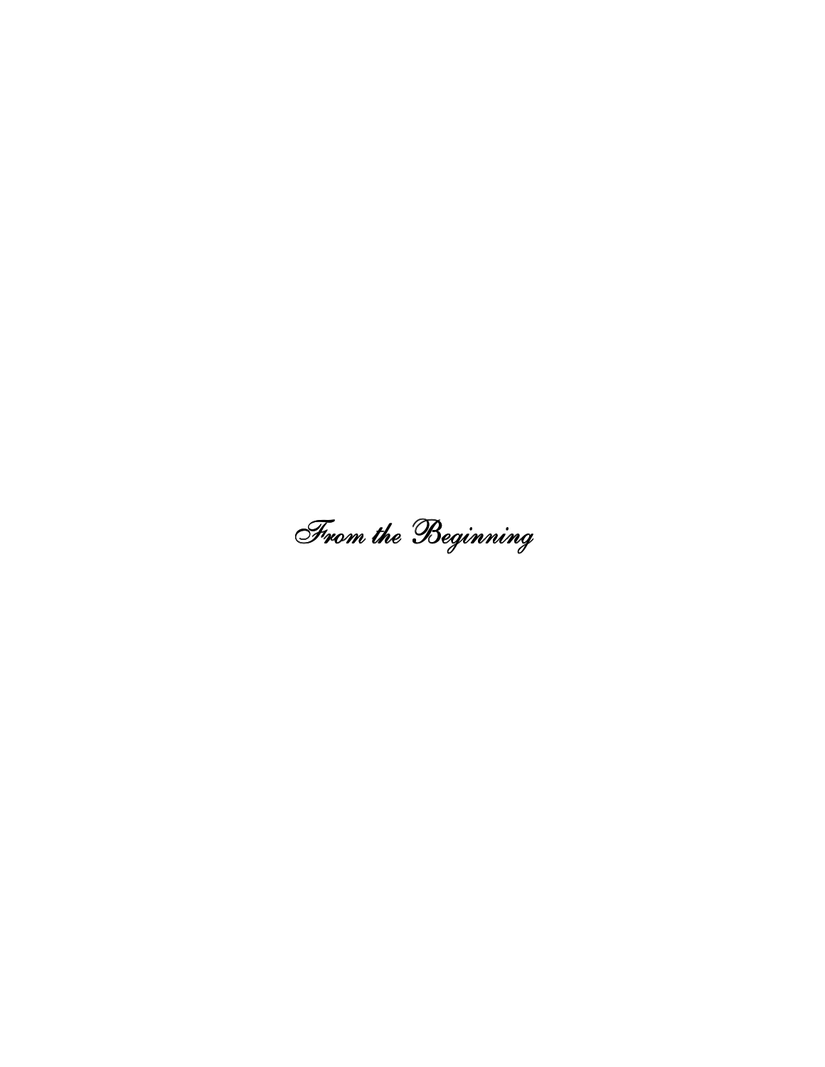# *From the Beginning*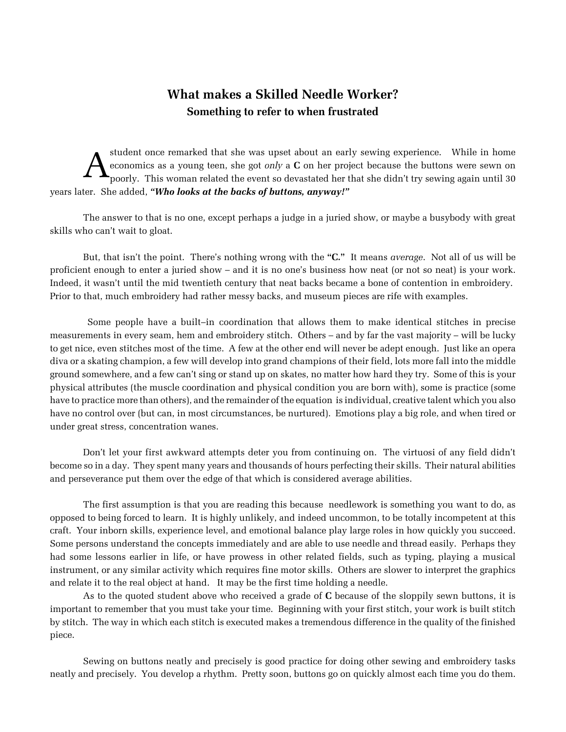## What makes a Skilled Needle Worker?

### Something to refer to when frustrated

A student once remarked that she was upset about an early sewing experience. While in home economics as a young teen, she got *only* a **C** on her project because the buttons were sewn on poorly. This woman related the event so devastated her that she didn't try sewing again until 30 years later. She added, ***"Who looks at the backs of buttons, anyway!"***

The answer to that is no one, except perhaps a judge in a juried show, or maybe a busybody with great skills who can't wait to gloat.

But, that isn't the point. There's nothing wrong with the **"C."** It means *average*. Not all of us will be proficient enough to enter a juried show – and it is no one's business how neat (or not so neat) is your work. Indeed, it wasn't until the mid twentieth century that neat backs became a bone of contention in embroidery. Prior to that, much embroidery had rather messy backs, and museum pieces are rife with examples.

Some people have a built–in coordination that allows them to make identical stitches in precise measurements in every seam, hem and embroidery stitch. Others – and by far the vast majority – will be lucky to get nice, even stitches most of the time. A few at the other end will never be adept enough. Just like an opera diva or a skating champion, a few will develop into grand champions of their field, lots more fall into the middle ground somewhere, and a few can't sing or stand up on skates, no matter how hard they try. Some of this is your physical attributes (the muscle coordination and physical condition you are born with), some is practice (some have to practice more than others), and the remainder of the equation is individual, creative talent which you also have no control over (but can, in most circumstances, be nurtured). Emotions play a big role, and when tired or under great stress, concentration wanes.

Don't let your first awkward attempts deter you from continuing on. The virtuosi of any field didn't become so in a day. They spent many years and thousands of hours perfecting their skills. Their natural abilities and perseverance put them over the edge of that which is considered average abilities.

The first assumption is that you are reading this because needlework is something you want to do, as opposed to being forced to learn. It is highly unlikely, and indeed uncommon, to be totally incompetent at this craft. Your inborn skills, experience level, and emotional balance play large roles in how quickly you succeed. Some persons understand the concepts immediately and are able to use needle and thread easily. Perhaps they had some lessons earlier in life, or have prowess in other related fields, such as typing, playing a musical instrument, or any similar activity which requires fine motor skills. Others are slower to interpret the graphics and relate it to the real object at hand. It may be the first time holding a needle.

As to the quoted student above who received a grade of **C** because of the sloppily sewn buttons, it is important to remember that you must take your time. Beginning with your first stitch, your work is built stitch by stitch. The way in which each stitch is executed makes a tremendous difference in the quality of the finished piece.

Sewing on buttons neatly and precisely is good practice for doing other sewing and embroidery tasks neatly and precisely. You develop a rhythm. Pretty soon, buttons go on quickly almost each time you do them.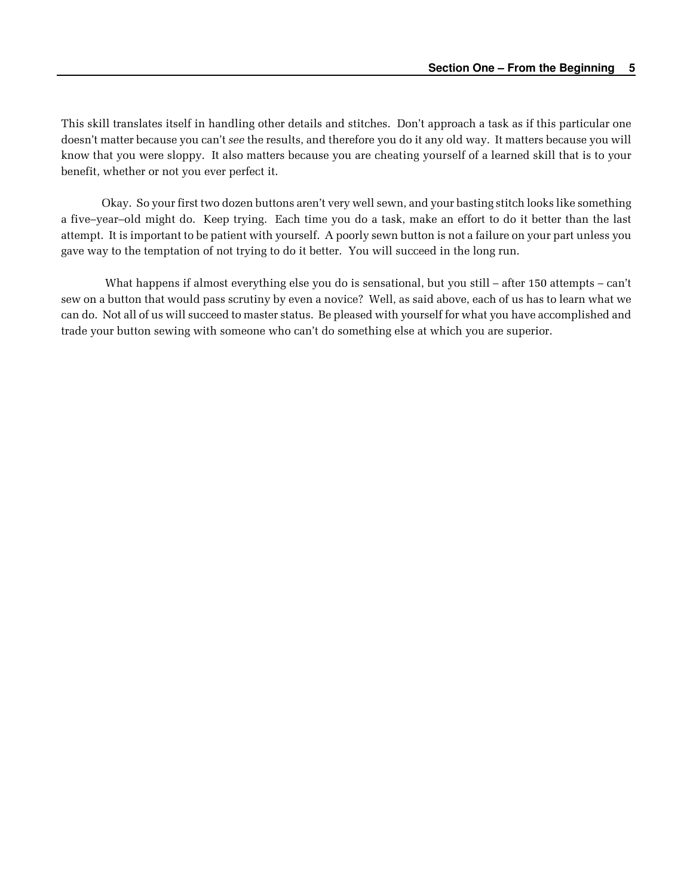This skill translates itself in handling other details and stitches. Don't approach a task as if this particular one doesn't matter because you can't *see* the results, and therefore you do it any old way. It matters because you will know that you were sloppy. It also matters because you are cheating yourself of a learned skill that is to your benefit, whether or not you ever perfect it.

Okay. So your first two dozen buttons aren't very well sewn, and your basting stitch looks like something a five–year–old might do. Keep trying. Each time you do a task, make an effort to do it better than the last attempt. It is important to be patient with yourself. A poorly sewn button is not a failure on your part unless you gave way to the temptation of not trying to do it better. You will succeed in the long run.

What happens if almost everything else you do is sensational, but you still – after 150 attempts – can't sew on a button that would pass scrutiny by even a novice? Well, as said above, each of us has to learn what we can do. Not all of us will succeed to master status. Be pleased with yourself for what you have accomplished and trade your button sewing with someone who can't do something else at which you are superior.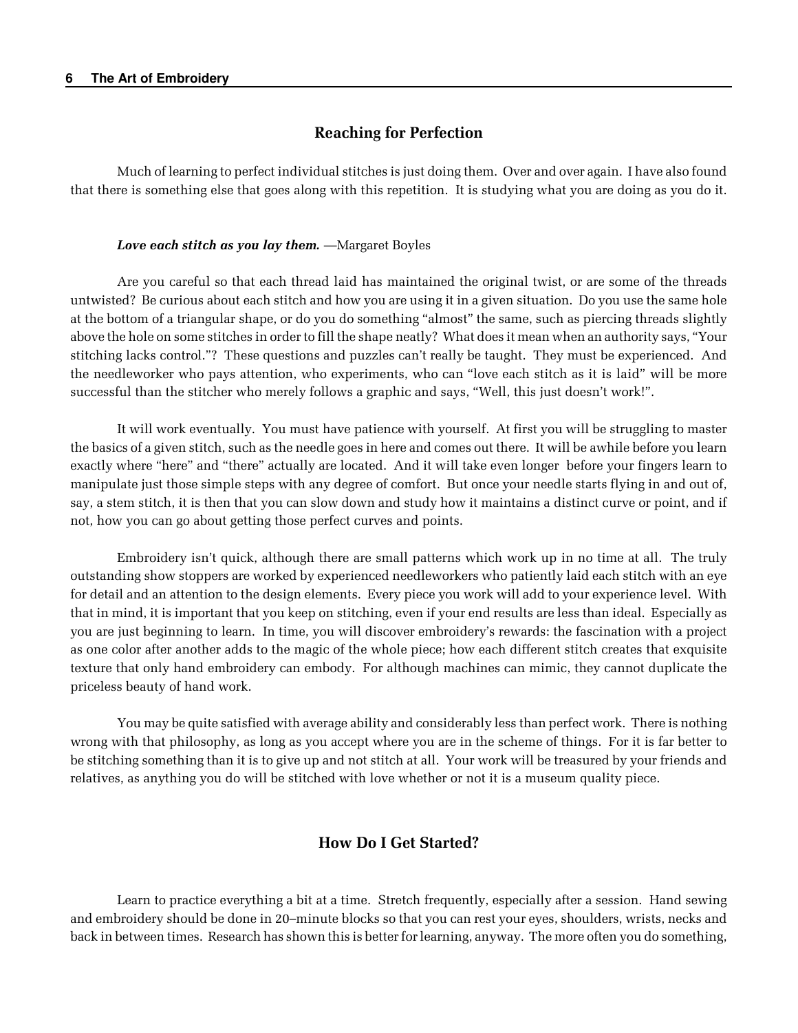## Reaching for Perfection

Much of learning to perfect individual stitches is just doing them. Over and over again. I have also found that there is something else that goes along with this repetition. It is studying what you are doing as you do it.

***Love each stitch as you lay them.*** —Margaret Boyles

Are you careful so that each thread laid has maintained the original twist, or are some of the threads untwisted? Be curious about each stitch and how you are using it in a given situation. Do you use the same hole at the bottom of a triangular shape, or do you do something "almost" the same, such as piercing threads slightly above the hole on some stitches in order to fill the shape neatly? What does it mean when an authority says, "Your stitching lacks control."? These questions and puzzles can't really be taught. They must be experienced. And the needleworker who pays attention, who experiments, who can "love each stitch as it is laid" will be more successful than the stitcher who merely follows a graphic and says, "Well, this just doesn't work!".

It will work eventually. You must have patience with yourself. At first you will be struggling to master the basics of a given stitch, such as the needle goes in here and comes out there. It will be awhile before you learn exactly where "here" and "there" actually are located. And it will take even longer before your fingers learn to manipulate just those simple steps with any degree of comfort. But once your needle starts flying in and out of, say, a stem stitch, it is then that you can slow down and study how it maintains a distinct curve or point, and if not, how you can go about getting those perfect curves and points.

Embroidery isn't quick, although there are small patterns which work up in no time at all. The truly outstanding show stoppers are worked by experienced needleworkers who patiently laid each stitch with an eye for detail and an attention to the design elements. Every piece you work will add to your experience level. With that in mind, it is important that you keep on stitching, even if your end results are less than ideal. Especially as you are just beginning to learn. In time, you will discover embroidery's rewards: the fascination with a project as one color after another adds to the magic of the whole piece; how each different stitch creates that exquisite texture that only hand embroidery can embody. For although machines can mimic, they cannot duplicate the priceless beauty of hand work.

You may be quite satisfied with average ability and considerably less than perfect work. There is nothing wrong with that philosophy, as long as you accept where you are in the scheme of things. For it is far better to be stitching something than it is to give up and not stitch at all. Your work will be treasured by your friends and relatives, as anything you do will be stitched with love whether or not it is a museum quality piece.

## How Do I Get Started?

Learn to practice everything a bit at a time. Stretch frequently, especially after a session. Hand sewing and embroidery should be done in 20–minute blocks so that you can rest your eyes, shoulders, wrists, necks and back in between times. Research has shown this is better for learning, anyway. The more often you do something,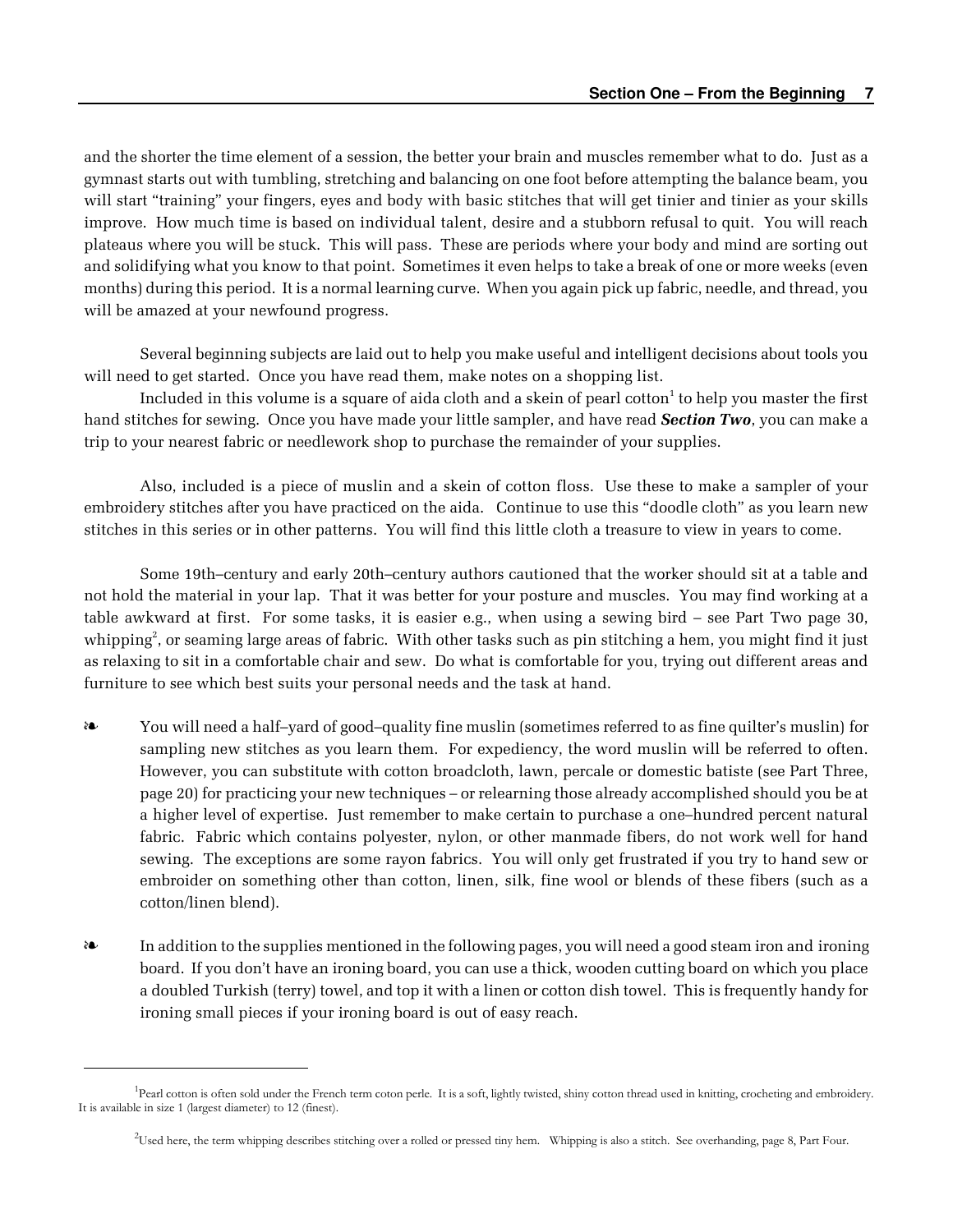and the shorter the time element of a session, the better your brain and muscles remember what to do. Just as a gymnast starts out with tumbling, stretching and balancing on one foot before attempting the balance beam, you will start "training" your fingers, eyes and body with basic stitches that will get tinier and tinier as your skills improve. How much time is based on individual talent, desire and a stubborn refusal to quit. You will reach plateaus where you will be stuck. This will pass. These are periods where your body and mind are sorting out and solidifying what you know to that point. Sometimes it even helps to take a break of one or more weeks (even months) during this period. It is a normal learning curve. When you again pick up fabric, needle, and thread, you will be amazed at your newfound progress.

Several beginning subjects are laid out to help you make useful and intelligent decisions about tools you will need to get started. Once you have read them, make notes on a shopping list.

Included in this volume is a square of aida cloth and a skein of pearl cotton[1] to help you master the first hand stitches for sewing. Once you have made your little sampler, and have read ***Section Two***, you can make a trip to your nearest fabric or needlework shop to purchase the remainder of your supplies.

Also, included is a piece of muslin and a skein of cotton floss. Use these to make a sampler of your embroidery stitches after you have practiced on the aida. Continue to use this "doodle cloth" as you learn new stitches in this series or in other patterns. You will find this little cloth a treasure to view in years to come.

Some 19th–century and early 20th–century authors cautioned that the worker should sit at a table and not hold the material in your lap. That it was better for your posture and muscles. You may find working at a table awkward at first. For some tasks, it is easier e.g., when using a sewing bird – see Part Two page 30, whipping[2], or seaming large areas of fabric. With other tasks such as pin stitching a hem, you might find it just as relaxing to sit in a comfortable chair and sew. Do what is comfortable for you, trying out different areas and furniture to see which best suits your personal needs and the task at hand.

- You will need a half–yard of good–quality fine muslin (sometimes referred to as fine quilter's muslin) for sampling new stitches as you learn them. For expediency, the word muslin will be referred to often. However, you can substitute with cotton broadcloth, lawn, percale or domestic batiste (see Part Three, page 20) for practicing your new techniques – or relearning those already accomplished should you be at a higher level of expertise. Just remember to make certain to purchase a one–hundred percent natural fabric. Fabric which contains polyester, nylon, or other manmade fibers, do not work well for hand sewing. The exceptions are some rayon fabrics. You will only get frustrated if you try to hand sew or embroider on something other than cotton, linen, silk, fine wool or blends of these fibers (such as a cotton/linen blend).

- In addition to the supplies mentioned in the following pages, you will need a good steam iron and ironing board. If you don't have an ironing board, you can use a thick, wooden cutting board on which you place a doubled Turkish (terry) towel, and top it with a linen or cotton dish towel. This is frequently handy for ironing small pieces if your ironing board is out of easy reach.

---

[1] Pearl cotton is often sold under the French term coton perle. It is a soft, lightly twisted, shiny cotton thread used in knitting, crocheting and embroidery. It is available in size 1 (largest diameter) to 12 (finest).

[2] Used here, the term whipping describes stitching over a rolled or pressed tiny hem. Whipping is also a stitch. See overhanding, page 8, Part Four.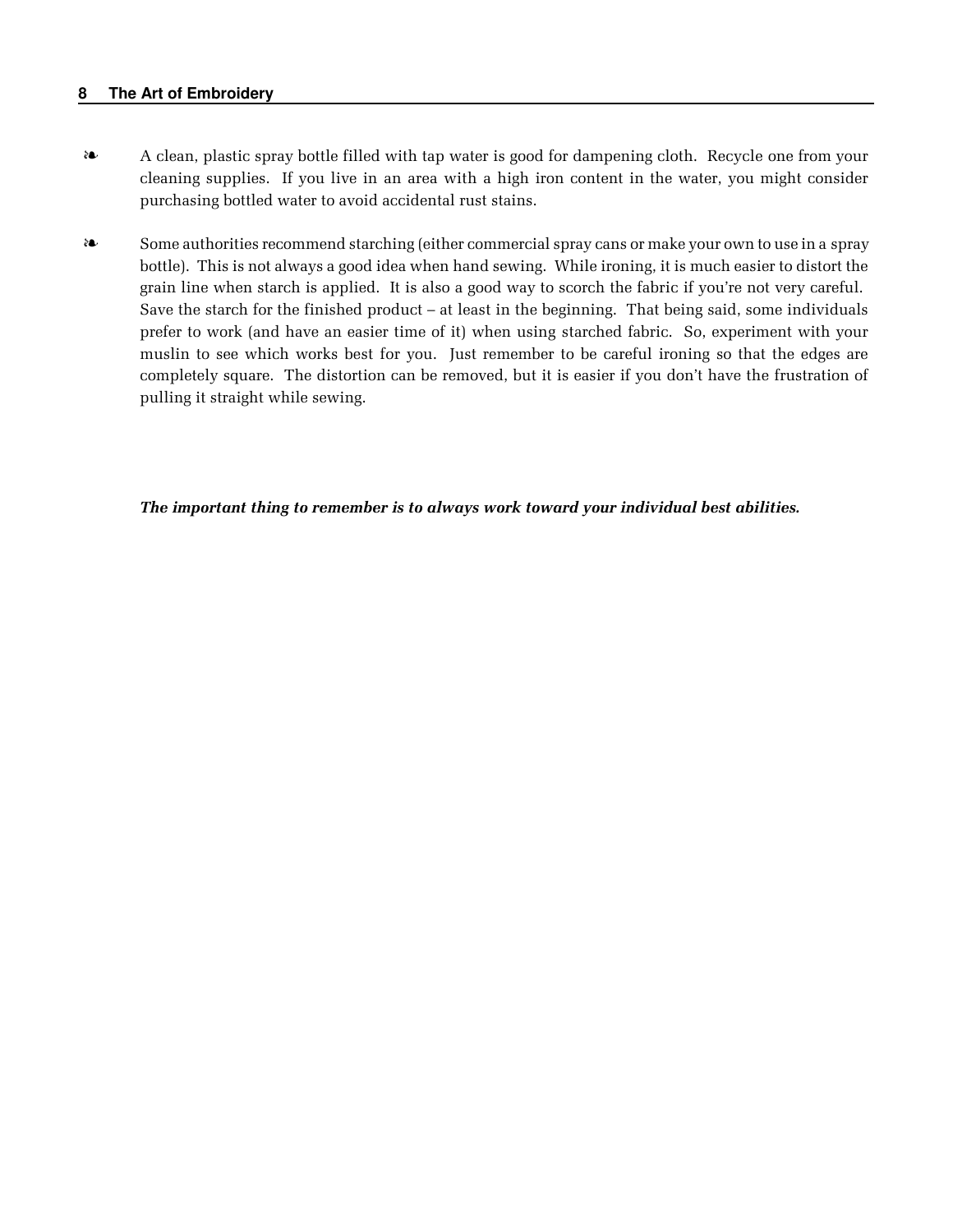- A clean, plastic spray bottle filled with tap water is good for dampening cloth. Recycle one from your cleaning supplies. If you live in an area with a high iron content in the water, you might consider purchasing bottled water to avoid accidental rust stains.

- Some authorities recommend starching (either commercial spray cans or make your own to use in a spray bottle). This is not always a good idea when hand sewing. While ironing, it is much easier to distort the grain line when starch is applied. It is also a good way to scorch the fabric if you're not very careful. Save the starch for the finished product – at least in the beginning. That being said, some individuals prefer to work (and have an easier time of it) when using starched fabric. So, experiment with your muslin to see which works best for you. Just remember to be careful ironing so that the edges are completely square. The distortion can be removed, but it is easier if you don't have the frustration of pulling it straight while sewing.

***The important thing to remember is to always work toward your individual best abilities.***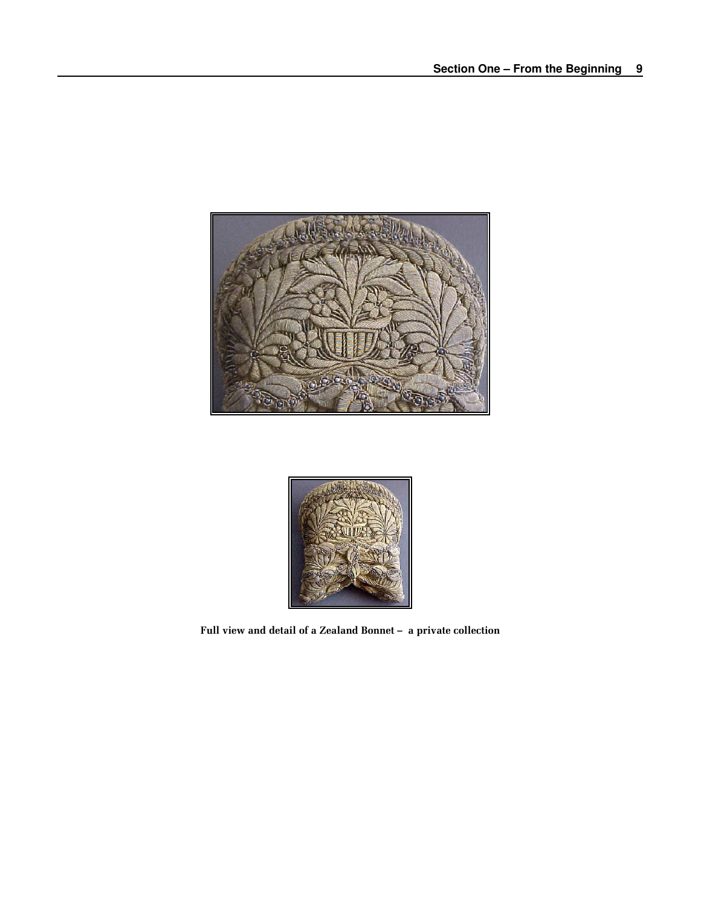**Full view and detail of a Zealand Bonnet – a private collection**